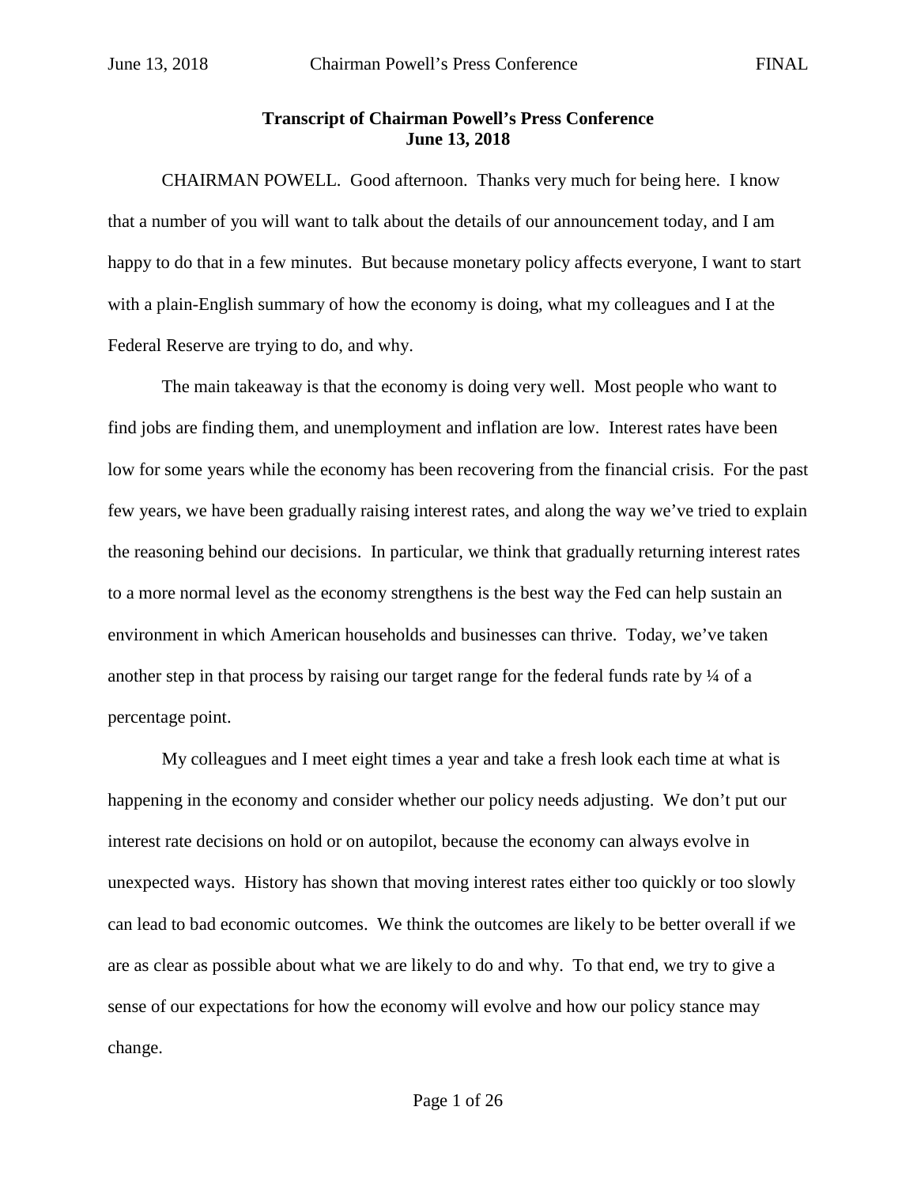**Transcript of Chairman Powell's Press Conference**
**June 13, 2018**

CHAIRMAN POWELL. Good afternoon. Thanks very much for being here. I know that a number of you will want to talk about the details of our announcement today, and I am happy to do that in a few minutes. But because monetary policy affects everyone, I want to start with a plain-English summary of how the economy is doing, what my colleagues and I at the Federal Reserve are trying to do, and why.

The main takeaway is that the economy is doing very well. Most people who want to find jobs are finding them, and unemployment and inflation are low. Interest rates have been low for some years while the economy has been recovering from the financial crisis. For the past few years, we have been gradually raising interest rates, and along the way we've tried to explain the reasoning behind our decisions. In particular, we think that gradually returning interest rates to a more normal level as the economy strengthens is the best way the Fed can help sustain an environment in which American households and businesses can thrive. Today, we've taken another step in that process by raising our target range for the federal funds rate by ¼ of a percentage point.

My colleagues and I meet eight times a year and take a fresh look each time at what is happening in the economy and consider whether our policy needs adjusting. We don't put our interest rate decisions on hold or on autopilot, because the economy can always evolve in unexpected ways. History has shown that moving interest rates either too quickly or too slowly can lead to bad economic outcomes. We think the outcomes are likely to be better overall if we are as clear as possible about what we are likely to do and why. To that end, we try to give a sense of our expectations for how the economy will evolve and how our policy stance may change.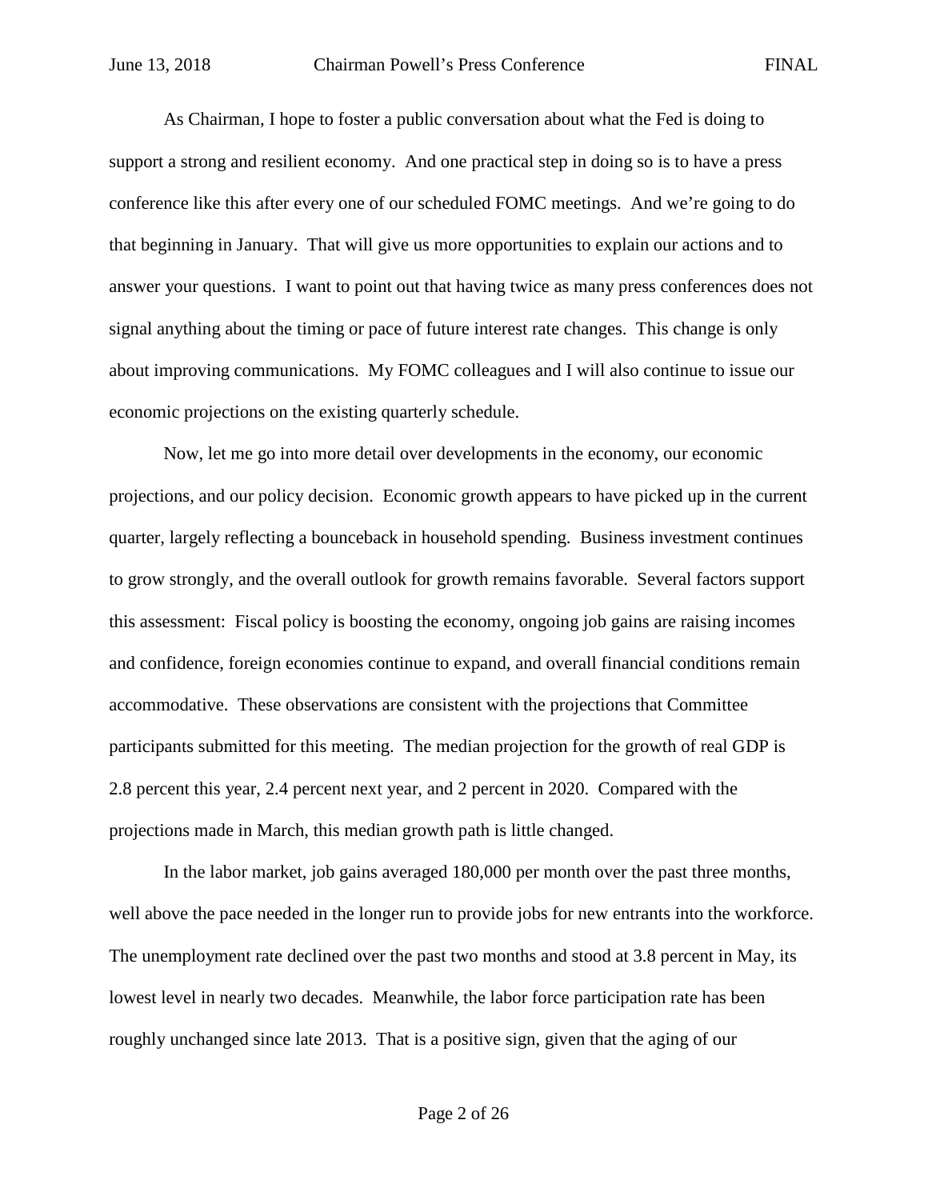As Chairman, I hope to foster a public conversation about what the Fed is doing to support a strong and resilient economy. And one practical step in doing so is to have a press conference like this after every one of our scheduled FOMC meetings. And we're going to do that beginning in January. That will give us more opportunities to explain our actions and to answer your questions. I want to point out that having twice as many press conferences does not signal anything about the timing or pace of future interest rate changes. This change is only about improving communications. My FOMC colleagues and I will also continue to issue our economic projections on the existing quarterly schedule.

Now, let me go into more detail over developments in the economy, our economic projections, and our policy decision. Economic growth appears to have picked up in the current quarter, largely reflecting a bounceback in household spending. Business investment continues to grow strongly, and the overall outlook for growth remains favorable. Several factors support this assessment: Fiscal policy is boosting the economy, ongoing job gains are raising incomes and confidence, foreign economies continue to expand, and overall financial conditions remain accommodative. These observations are consistent with the projections that Committee participants submitted for this meeting. The median projection for the growth of real GDP is 2.8 percent this year, 2.4 percent next year, and 2 percent in 2020. Compared with the projections made in March, this median growth path is little changed.

In the labor market, job gains averaged 180,000 per month over the past three months, well above the pace needed in the longer run to provide jobs for new entrants into the workforce. The unemployment rate declined over the past two months and stood at 3.8 percent in May, its lowest level in nearly two decades. Meanwhile, the labor force participation rate has been roughly unchanged since late 2013. That is a positive sign, given that the aging of our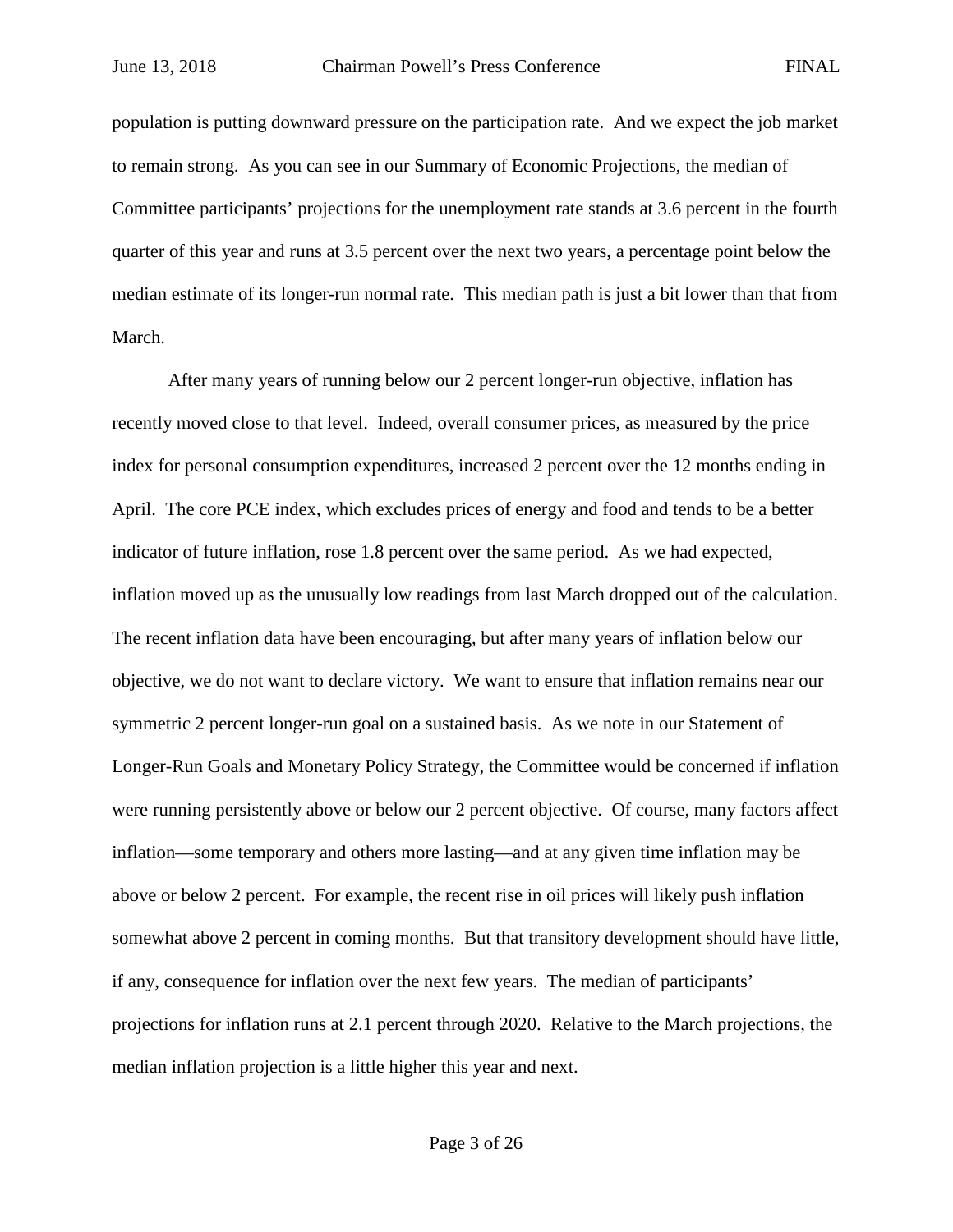population is putting downward pressure on the participation rate. And we expect the job market to remain strong. As you can see in our Summary of Economic Projections, the median of Committee participants' projections for the unemployment rate stands at 3.6 percent in the fourth quarter of this year and runs at 3.5 percent over the next two years, a percentage point below the median estimate of its longer-run normal rate. This median path is just a bit lower than that from March.

After many years of running below our 2 percent longer-run objective, inflation has recently moved close to that level. Indeed, overall consumer prices, as measured by the price index for personal consumption expenditures, increased 2 percent over the 12 months ending in April. The core PCE index, which excludes prices of energy and food and tends to be a better indicator of future inflation, rose 1.8 percent over the same period. As we had expected, inflation moved up as the unusually low readings from last March dropped out of the calculation. The recent inflation data have been encouraging, but after many years of inflation below our objective, we do not want to declare victory. We want to ensure that inflation remains near our symmetric 2 percent longer-run goal on a sustained basis. As we note in our Statement of Longer-Run Goals and Monetary Policy Strategy, the Committee would be concerned if inflation were running persistently above or below our 2 percent objective. Of course, many factors affect inflation—some temporary and others more lasting—and at any given time inflation may be above or below 2 percent. For example, the recent rise in oil prices will likely push inflation somewhat above 2 percent in coming months. But that transitory development should have little, if any, consequence for inflation over the next few years. The median of participants' projections for inflation runs at 2.1 percent through 2020. Relative to the March projections, the median inflation projection is a little higher this year and next.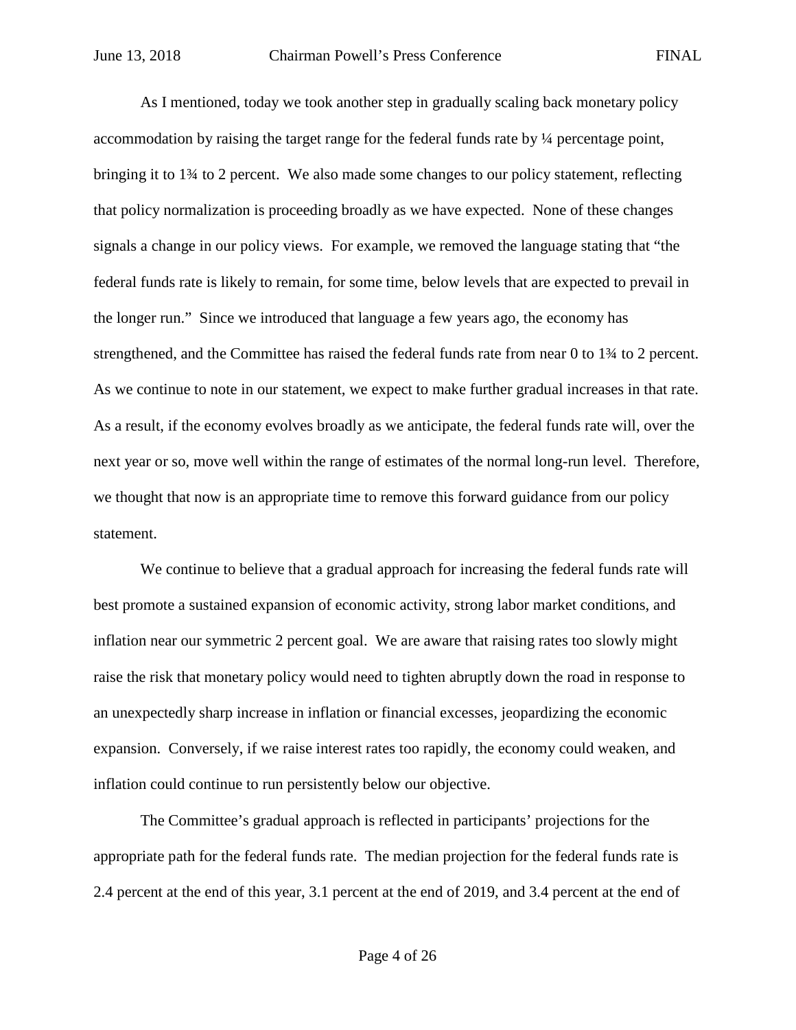As I mentioned, today we took another step in gradually scaling back monetary policy accommodation by raising the target range for the federal funds rate by ¼ percentage point, bringing it to 1¾ to 2 percent. We also made some changes to our policy statement, reflecting that policy normalization is proceeding broadly as we have expected. None of these changes signals a change in our policy views. For example, we removed the language stating that "the federal funds rate is likely to remain, for some time, below levels that are expected to prevail in the longer run." Since we introduced that language a few years ago, the economy has strengthened, and the Committee has raised the federal funds rate from near 0 to 1¾ to 2 percent. As we continue to note in our statement, we expect to make further gradual increases in that rate. As a result, if the economy evolves broadly as we anticipate, the federal funds rate will, over the next year or so, move well within the range of estimates of the normal long-run level. Therefore, we thought that now is an appropriate time to remove this forward guidance from our policy statement.

We continue to believe that a gradual approach for increasing the federal funds rate will best promote a sustained expansion of economic activity, strong labor market conditions, and inflation near our symmetric 2 percent goal. We are aware that raising rates too slowly might raise the risk that monetary policy would need to tighten abruptly down the road in response to an unexpectedly sharp increase in inflation or financial excesses, jeopardizing the economic expansion. Conversely, if we raise interest rates too rapidly, the economy could weaken, and inflation could continue to run persistently below our objective.

The Committee's gradual approach is reflected in participants' projections for the appropriate path for the federal funds rate. The median projection for the federal funds rate is 2.4 percent at the end of this year, 3.1 percent at the end of 2019, and 3.4 percent at the end of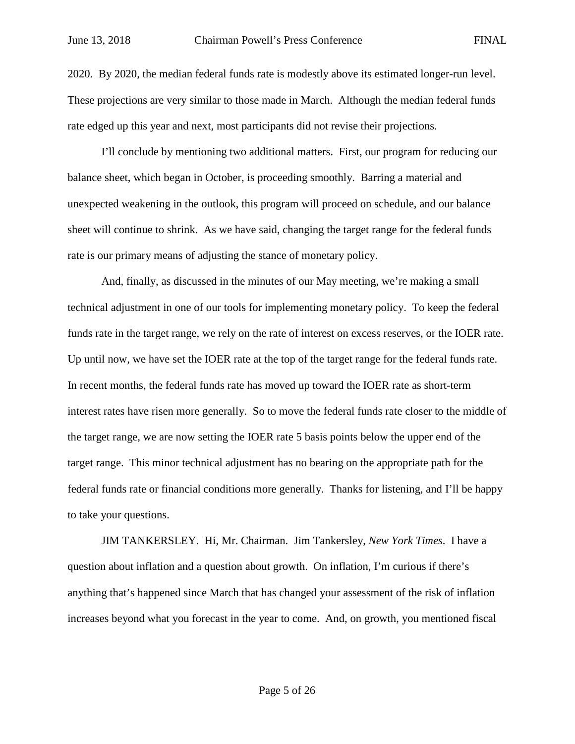2020. By 2020, the median federal funds rate is modestly above its estimated longer-run level. These projections are very similar to those made in March. Although the median federal funds rate edged up this year and next, most participants did not revise their projections.

I'll conclude by mentioning two additional matters. First, our program for reducing our balance sheet, which began in October, is proceeding smoothly. Barring a material and unexpected weakening in the outlook, this program will proceed on schedule, and our balance sheet will continue to shrink. As we have said, changing the target range for the federal funds rate is our primary means of adjusting the stance of monetary policy.

And, finally, as discussed in the minutes of our May meeting, we're making a small technical adjustment in one of our tools for implementing monetary policy. To keep the federal funds rate in the target range, we rely on the rate of interest on excess reserves, or the IOER rate. Up until now, we have set the IOER rate at the top of the target range for the federal funds rate. In recent months, the federal funds rate has moved up toward the IOER rate as short-term interest rates have risen more generally. So to move the federal funds rate closer to the middle of the target range, we are now setting the IOER rate 5 basis points below the upper end of the target range. This minor technical adjustment has no bearing on the appropriate path for the federal funds rate or financial conditions more generally. Thanks for listening, and I'll be happy to take your questions.

JIM TANKERSLEY. Hi, Mr. Chairman. Jim Tankersley, *New York Times*. I have a question about inflation and a question about growth. On inflation, I'm curious if there's anything that's happened since March that has changed your assessment of the risk of inflation increases beyond what you forecast in the year to come. And, on growth, you mentioned fiscal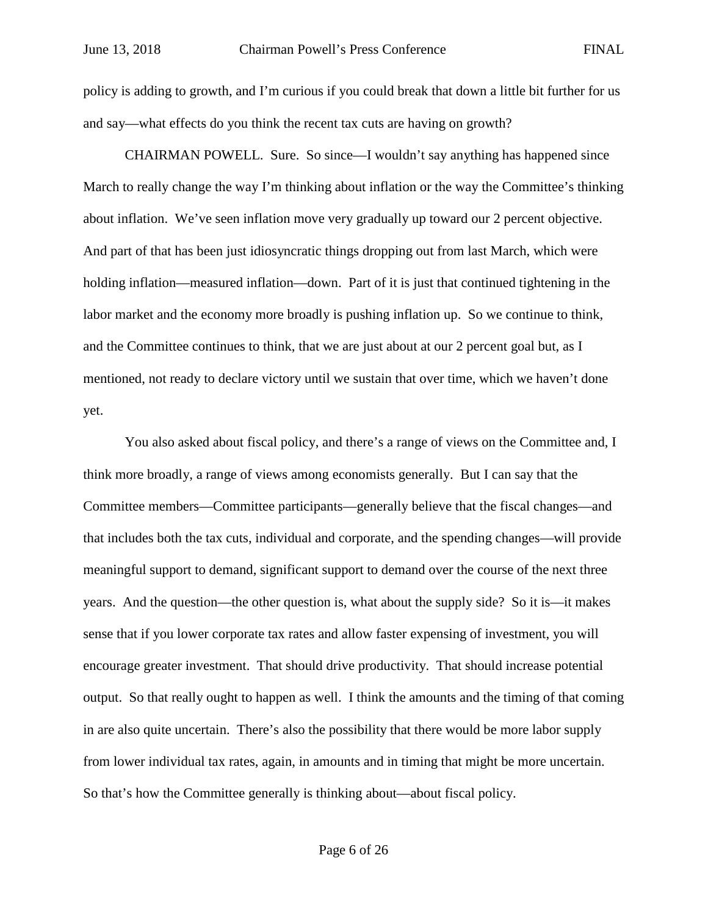policy is adding to growth, and I'm curious if you could break that down a little bit further for us and say—what effects do you think the recent tax cuts are having on growth?

CHAIRMAN POWELL. Sure. So since—I wouldn't say anything has happened since March to really change the way I'm thinking about inflation or the way the Committee's thinking about inflation. We've seen inflation move very gradually up toward our 2 percent objective. And part of that has been just idiosyncratic things dropping out from last March, which were holding inflation—measured inflation—down. Part of it is just that continued tightening in the labor market and the economy more broadly is pushing inflation up. So we continue to think, and the Committee continues to think, that we are just about at our 2 percent goal but, as I mentioned, not ready to declare victory until we sustain that over time, which we haven't done yet.

You also asked about fiscal policy, and there's a range of views on the Committee and, I think more broadly, a range of views among economists generally. But I can say that the Committee members—Committee participants—generally believe that the fiscal changes—and that includes both the tax cuts, individual and corporate, and the spending changes—will provide meaningful support to demand, significant support to demand over the course of the next three years. And the question—the other question is, what about the supply side? So it is—it makes sense that if you lower corporate tax rates and allow faster expensing of investment, you will encourage greater investment. That should drive productivity. That should increase potential output. So that really ought to happen as well. I think the amounts and the timing of that coming in are also quite uncertain. There's also the possibility that there would be more labor supply from lower individual tax rates, again, in amounts and in timing that might be more uncertain. So that's how the Committee generally is thinking about—about fiscal policy.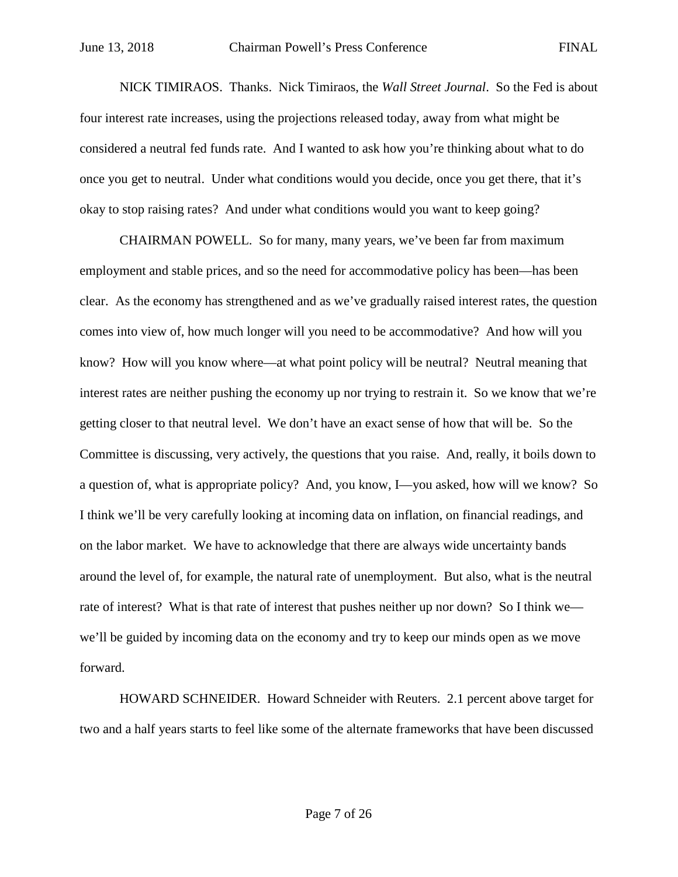NICK TIMIRAOS. Thanks. Nick Timiraos, the *Wall Street Journal*. So the Fed is about four interest rate increases, using the projections released today, away from what might be considered a neutral fed funds rate. And I wanted to ask how you're thinking about what to do once you get to neutral. Under what conditions would you decide, once you get there, that it's okay to stop raising rates? And under what conditions would you want to keep going?

CHAIRMAN POWELL. So for many, many years, we've been far from maximum employment and stable prices, and so the need for accommodative policy has been—has been clear. As the economy has strengthened and as we've gradually raised interest rates, the question comes into view of, how much longer will you need to be accommodative? And how will you know? How will you know where—at what point policy will be neutral? Neutral meaning that interest rates are neither pushing the economy up nor trying to restrain it. So we know that we're getting closer to that neutral level. We don't have an exact sense of how that will be. So the Committee is discussing, very actively, the questions that you raise. And, really, it boils down to a question of, what is appropriate policy? And, you know, I—you asked, how will we know? So I think we'll be very carefully looking at incoming data on inflation, on financial readings, and on the labor market. We have to acknowledge that there are always wide uncertainty bands around the level of, for example, the natural rate of unemployment. But also, what is the neutral rate of interest? What is that rate of interest that pushes neither up nor down? So I think we—we'll be guided by incoming data on the economy and try to keep our minds open as we move forward.

HOWARD SCHNEIDER. Howard Schneider with Reuters. 2.1 percent above target for two and a half years starts to feel like some of the alternate frameworks that have been discussed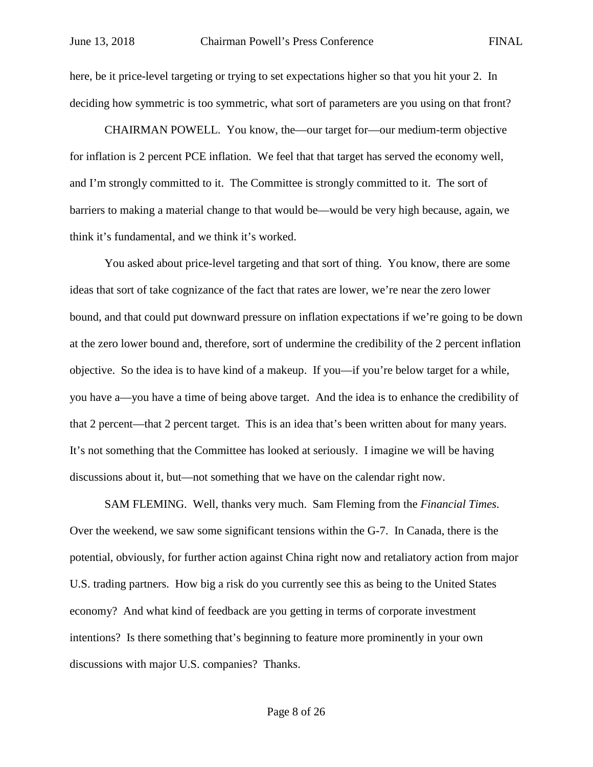here, be it price-level targeting or trying to set expectations higher so that you hit your 2. In deciding how symmetric is too symmetric, what sort of parameters are you using on that front?

CHAIRMAN POWELL. You know, the—our target for—our medium-term objective for inflation is 2 percent PCE inflation. We feel that that target has served the economy well, and I'm strongly committed to it. The Committee is strongly committed to it. The sort of barriers to making a material change to that would be—would be very high because, again, we think it's fundamental, and we think it's worked.

You asked about price-level targeting and that sort of thing. You know, there are some ideas that sort of take cognizance of the fact that rates are lower, we're near the zero lower bound, and that could put downward pressure on inflation expectations if we're going to be down at the zero lower bound and, therefore, sort of undermine the credibility of the 2 percent inflation objective. So the idea is to have kind of a makeup. If you—if you're below target for a while, you have a—you have a time of being above target. And the idea is to enhance the credibility of that 2 percent—that 2 percent target. This is an idea that's been written about for many years. It's not something that the Committee has looked at seriously. I imagine we will be having discussions about it, but—not something that we have on the calendar right now.

SAM FLEMING. Well, thanks very much. Sam Fleming from the *Financial Times*. Over the weekend, we saw some significant tensions within the G-7. In Canada, there is the potential, obviously, for further action against China right now and retaliatory action from major U.S. trading partners. How big a risk do you currently see this as being to the United States economy? And what kind of feedback are you getting in terms of corporate investment intentions? Is there something that's beginning to feature more prominently in your own discussions with major U.S. companies? Thanks.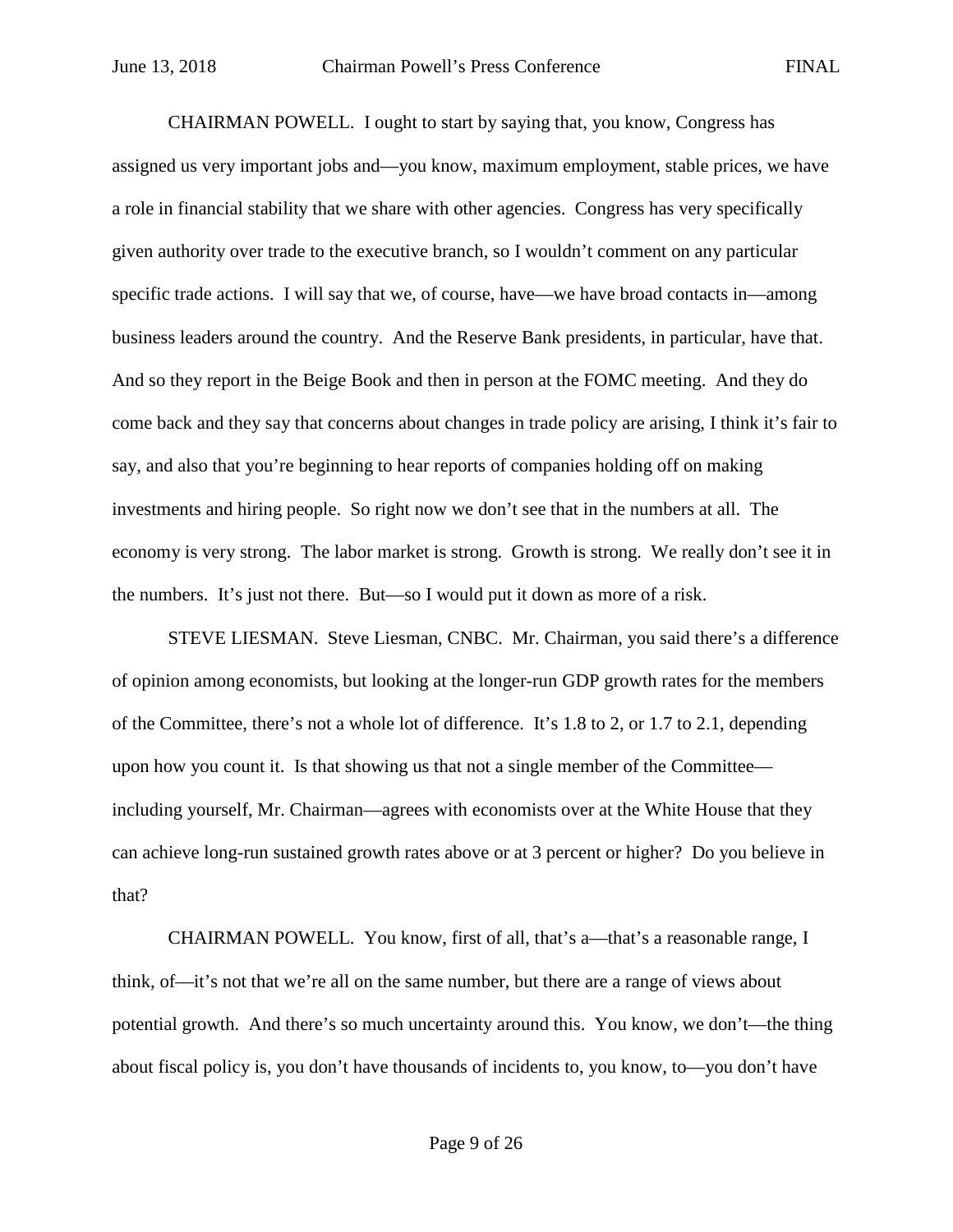CHAIRMAN POWELL. I ought to start by saying that, you know, Congress has assigned us very important jobs and—you know, maximum employment, stable prices, we have a role in financial stability that we share with other agencies. Congress has very specifically given authority over trade to the executive branch, so I wouldn't comment on any particular specific trade actions. I will say that we, of course, have—we have broad contacts in—among business leaders around the country. And the Reserve Bank presidents, in particular, have that. And so they report in the Beige Book and then in person at the FOMC meeting. And they do come back and they say that concerns about changes in trade policy are arising, I think it's fair to say, and also that you're beginning to hear reports of companies holding off on making investments and hiring people. So right now we don't see that in the numbers at all. The economy is very strong. The labor market is strong. Growth is strong. We really don't see it in the numbers. It's just not there. But—so I would put it down as more of a risk.

STEVE LIESMAN. Steve Liesman, CNBC. Mr. Chairman, you said there's a difference of opinion among economists, but looking at the longer-run GDP growth rates for the members of the Committee, there's not a whole lot of difference. It's 1.8 to 2, or 1.7 to 2.1, depending upon how you count it. Is that showing us that not a single member of the Committee—including yourself, Mr. Chairman—agrees with economists over at the White House that they can achieve long-run sustained growth rates above or at 3 percent or higher? Do you believe in that?

CHAIRMAN POWELL. You know, first of all, that's a—that's a reasonable range, I think, of—it's not that we're all on the same number, but there are a range of views about potential growth. And there's so much uncertainty around this. You know, we don't—the thing about fiscal policy is, you don't have thousands of incidents to, you know, to—you don't have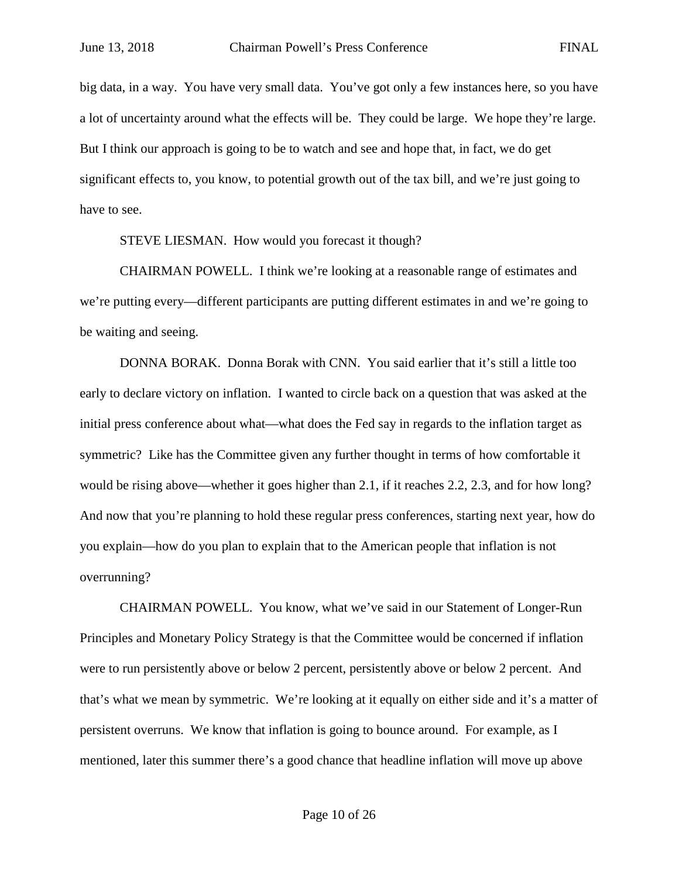big data, in a way. You have very small data. You've got only a few instances here, so you have a lot of uncertainty around what the effects will be. They could be large. We hope they're large. But I think our approach is going to be to watch and see and hope that, in fact, we do get significant effects to, you know, to potential growth out of the tax bill, and we're just going to have to see.

STEVE LIESMAN. How would you forecast it though?

CHAIRMAN POWELL. I think we're looking at a reasonable range of estimates and we're putting every—different participants are putting different estimates in and we're going to be waiting and seeing.

DONNA BORAK. Donna Borak with CNN. You said earlier that it's still a little too early to declare victory on inflation. I wanted to circle back on a question that was asked at the initial press conference about what—what does the Fed say in regards to the inflation target as symmetric? Like has the Committee given any further thought in terms of how comfortable it would be rising above—whether it goes higher than 2.1, if it reaches 2.2, 2.3, and for how long? And now that you're planning to hold these regular press conferences, starting next year, how do you explain—how do you plan to explain that to the American people that inflation is not overrunning?

CHAIRMAN POWELL. You know, what we've said in our Statement of Longer-Run Principles and Monetary Policy Strategy is that the Committee would be concerned if inflation were to run persistently above or below 2 percent, persistently above or below 2 percent. And that's what we mean by symmetric. We're looking at it equally on either side and it's a matter of persistent overruns. We know that inflation is going to bounce around. For example, as I mentioned, later this summer there's a good chance that headline inflation will move up above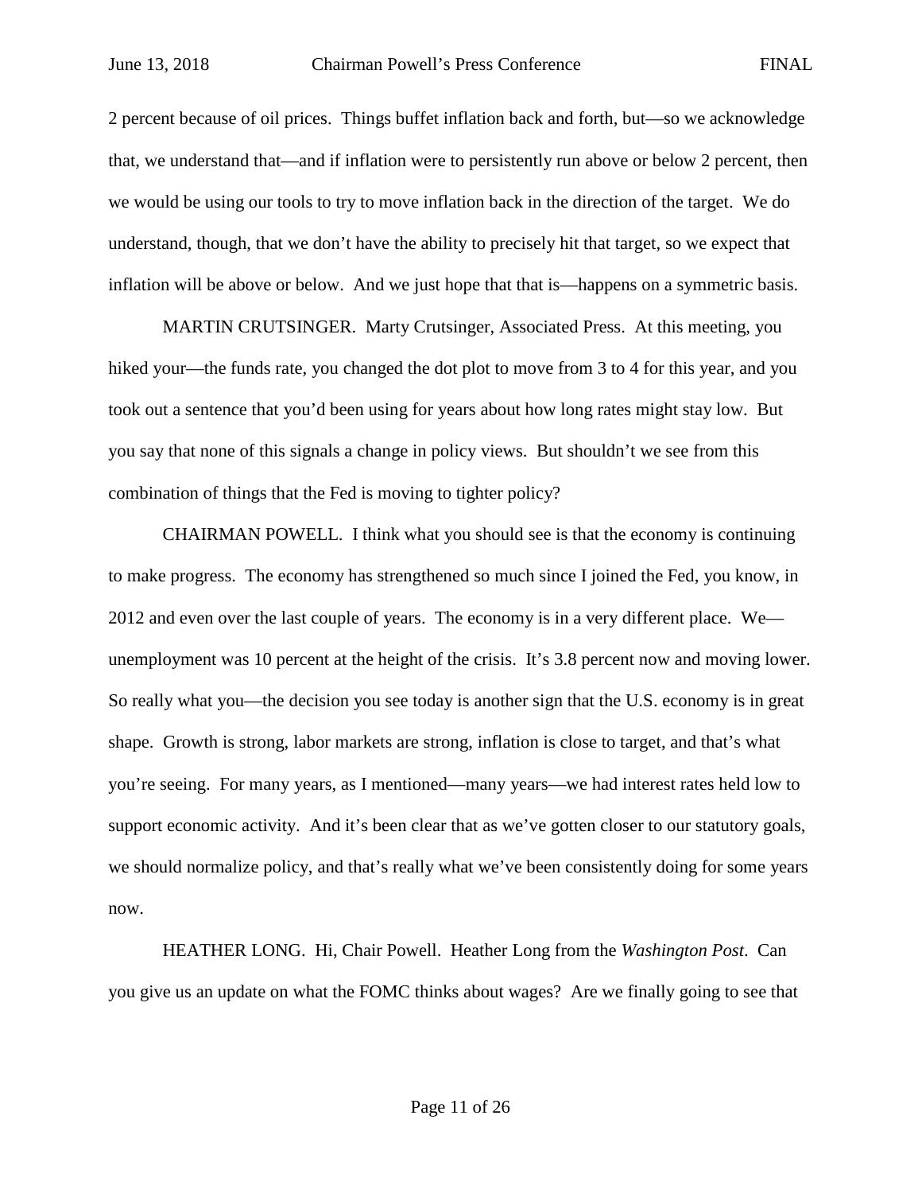2 percent because of oil prices. Things buffet inflation back and forth, but—so we acknowledge that, we understand that—and if inflation were to persistently run above or below 2 percent, then we would be using our tools to try to move inflation back in the direction of the target. We do understand, though, that we don't have the ability to precisely hit that target, so we expect that inflation will be above or below. And we just hope that that is—happens on a symmetric basis.

MARTIN CRUTSINGER. Marty Crutsinger, Associated Press. At this meeting, you hiked your—the funds rate, you changed the dot plot to move from 3 to 4 for this year, and you took out a sentence that you'd been using for years about how long rates might stay low. But you say that none of this signals a change in policy views. But shouldn't we see from this combination of things that the Fed is moving to tighter policy?

CHAIRMAN POWELL. I think what you should see is that the economy is continuing to make progress. The economy has strengthened so much since I joined the Fed, you know, in 2012 and even over the last couple of years. The economy is in a very different place. We—unemployment was 10 percent at the height of the crisis. It's 3.8 percent now and moving lower. So really what you—the decision you see today is another sign that the U.S. economy is in great shape. Growth is strong, labor markets are strong, inflation is close to target, and that's what you're seeing. For many years, as I mentioned—many years—we had interest rates held low to support economic activity. And it's been clear that as we've gotten closer to our statutory goals, we should normalize policy, and that's really what we've been consistently doing for some years now.

HEATHER LONG. Hi, Chair Powell. Heather Long from the *Washington Post*. Can you give us an update on what the FOMC thinks about wages? Are we finally going to see that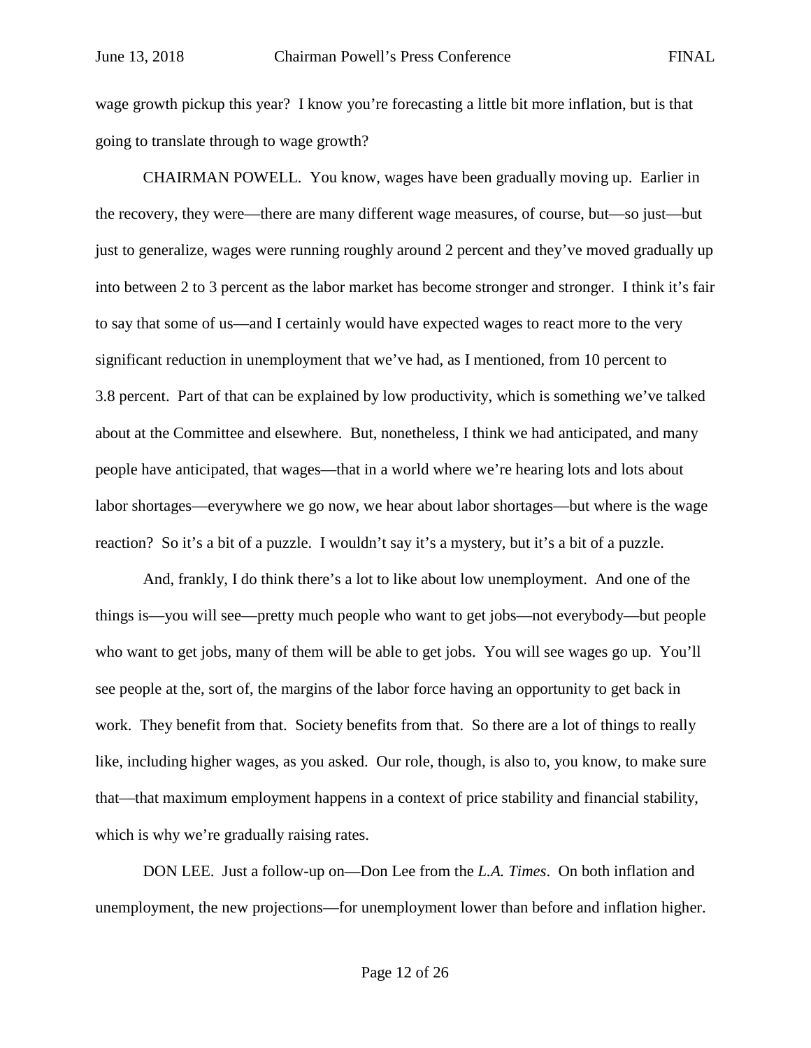wage growth pickup this year? I know you're forecasting a little bit more inflation, but is that going to translate through to wage growth?

CHAIRMAN POWELL. You know, wages have been gradually moving up. Earlier in the recovery, they were—there are many different wage measures, of course, but—so just—but just to generalize, wages were running roughly around 2 percent and they've moved gradually up into between 2 to 3 percent as the labor market has become stronger and stronger. I think it's fair to say that some of us—and I certainly would have expected wages to react more to the very significant reduction in unemployment that we've had, as I mentioned, from 10 percent to 3.8 percent. Part of that can be explained by low productivity, which is something we've talked about at the Committee and elsewhere. But, nonetheless, I think we had anticipated, and many people have anticipated, that wages—that in a world where we're hearing lots and lots about labor shortages—everywhere we go now, we hear about labor shortages—but where is the wage reaction? So it's a bit of a puzzle. I wouldn't say it's a mystery, but it's a bit of a puzzle.

And, frankly, I do think there's a lot to like about low unemployment. And one of the things is—you will see—pretty much people who want to get jobs—not everybody—but people who want to get jobs, many of them will be able to get jobs. You will see wages go up. You'll see people at the, sort of, the margins of the labor force having an opportunity to get back in work. They benefit from that. Society benefits from that. So there are a lot of things to really like, including higher wages, as you asked. Our role, though, is also to, you know, to make sure that—that maximum employment happens in a context of price stability and financial stability, which is why we're gradually raising rates.

DON LEE. Just a follow-up on—Don Lee from the *L.A. Times*. On both inflation and unemployment, the new projections—for unemployment lower than before and inflation higher.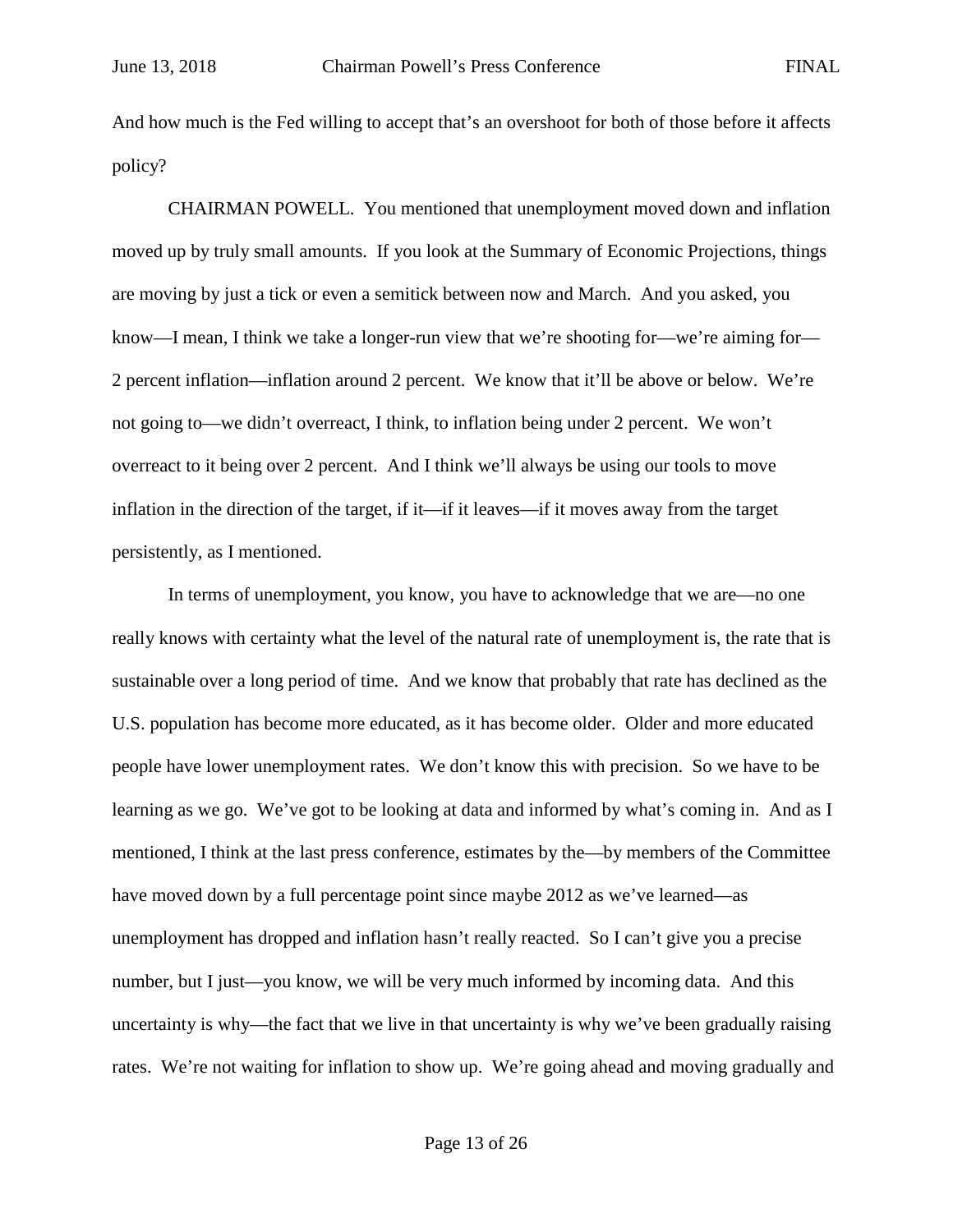And how much is the Fed willing to accept that's an overshoot for both of those before it affects policy?

CHAIRMAN POWELL. You mentioned that unemployment moved down and inflation moved up by truly small amounts. If you look at the Summary of Economic Projections, things are moving by just a tick or even a semitick between now and March. And you asked, you know—I mean, I think we take a longer-run view that we're shooting for—we're aiming for—2 percent inflation—inflation around 2 percent. We know that it'll be above or below. We're not going to—we didn't overreact, I think, to inflation being under 2 percent. We won't overreact to it being over 2 percent. And I think we'll always be using our tools to move inflation in the direction of the target, if it—if it leaves—if it moves away from the target persistently, as I mentioned.

In terms of unemployment, you know, you have to acknowledge that we are—no one really knows with certainty what the level of the natural rate of unemployment is, the rate that is sustainable over a long period of time. And we know that probably that rate has declined as the U.S. population has become more educated, as it has become older. Older and more educated people have lower unemployment rates. We don't know this with precision. So we have to be learning as we go. We've got to be looking at data and informed by what's coming in. And as I mentioned, I think at the last press conference, estimates by the—by members of the Committee have moved down by a full percentage point since maybe 2012 as we've learned—as unemployment has dropped and inflation hasn't really reacted. So I can't give you a precise number, but I just—you know, we will be very much informed by incoming data. And this uncertainty is why—the fact that we live in that uncertainty is why we've been gradually raising rates. We're not waiting for inflation to show up. We're going ahead and moving gradually and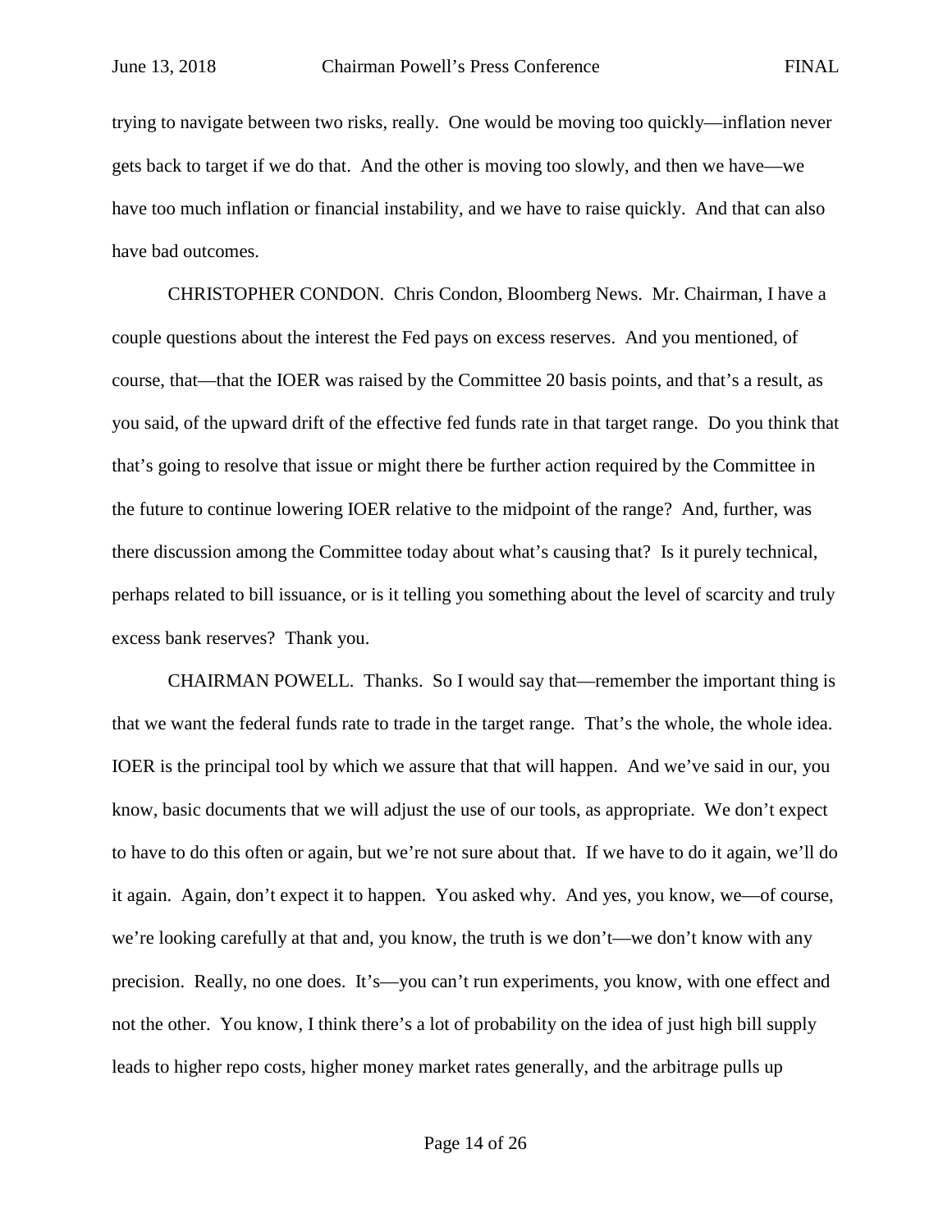trying to navigate between two risks, really. One would be moving too quickly—inflation never gets back to target if we do that. And the other is moving too slowly, and then we have—we have too much inflation or financial instability, and we have to raise quickly. And that can also have bad outcomes.

CHRISTOPHER CONDON. Chris Condon, Bloomberg News. Mr. Chairman, I have a couple questions about the interest the Fed pays on excess reserves. And you mentioned, of course, that—that the IOER was raised by the Committee 20 basis points, and that's a result, as you said, of the upward drift of the effective fed funds rate in that target range. Do you think that that's going to resolve that issue or might there be further action required by the Committee in the future to continue lowering IOER relative to the midpoint of the range? And, further, was there discussion among the Committee today about what's causing that? Is it purely technical, perhaps related to bill issuance, or is it telling you something about the level of scarcity and truly excess bank reserves? Thank you.

CHAIRMAN POWELL. Thanks. So I would say that—remember the important thing is that we want the federal funds rate to trade in the target range. That's the whole, the whole idea. IOER is the principal tool by which we assure that that will happen. And we've said in our, you know, basic documents that we will adjust the use of our tools, as appropriate. We don't expect to have to do this often or again, but we're not sure about that. If we have to do it again, we'll do it again. Again, don't expect it to happen. You asked why. And yes, you know, we—of course, we're looking carefully at that and, you know, the truth is we don't—we don't know with any precision. Really, no one does. It's—you can't run experiments, you know, with one effect and not the other. You know, I think there's a lot of probability on the idea of just high bill supply leads to higher repo costs, higher money market rates generally, and the arbitrage pulls up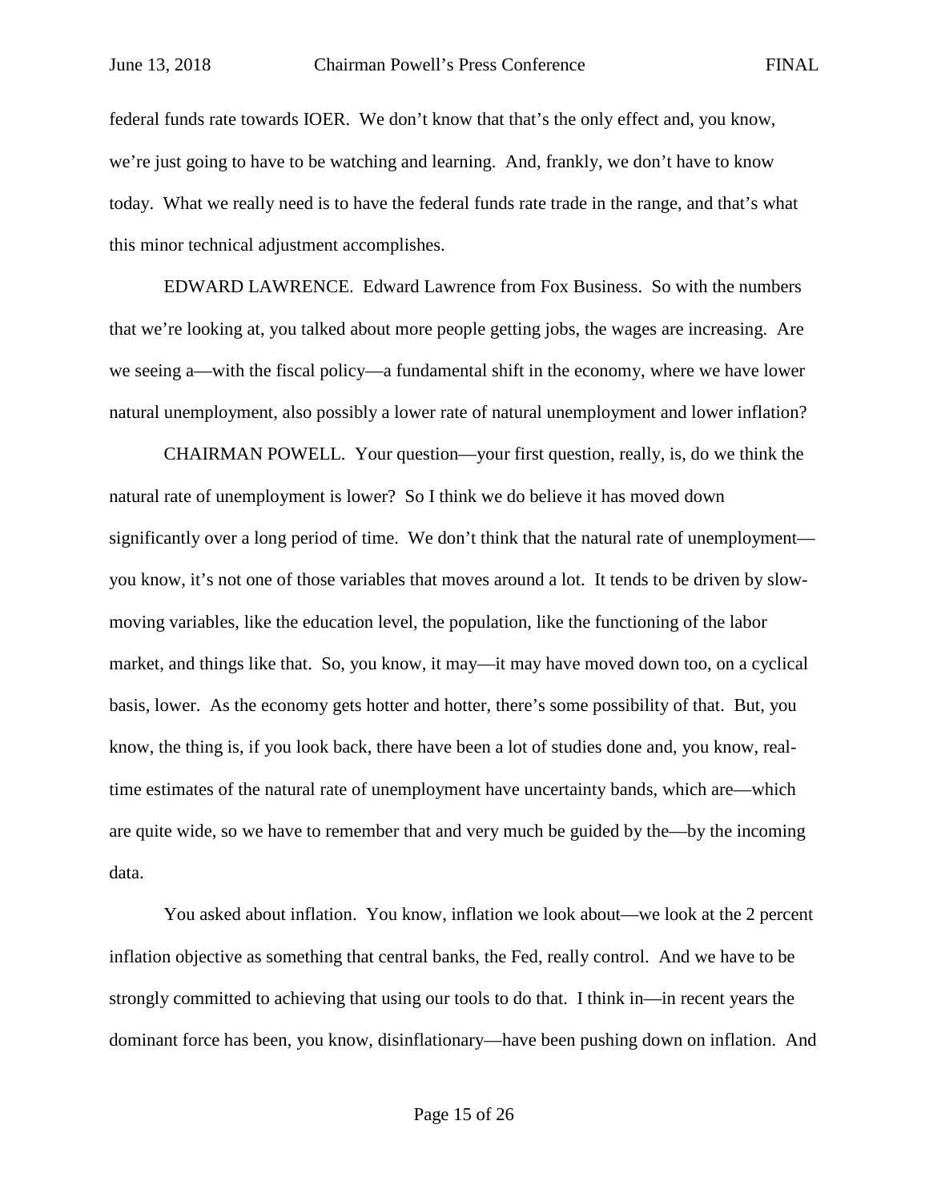federal funds rate towards IOER. We don't know that that's the only effect and, you know, we're just going to have to be watching and learning. And, frankly, we don't have to know today. What we really need is to have the federal funds rate trade in the range, and that's what this minor technical adjustment accomplishes.

EDWARD LAWRENCE. Edward Lawrence from Fox Business. So with the numbers that we're looking at, you talked about more people getting jobs, the wages are increasing. Are we seeing a—with the fiscal policy—a fundamental shift in the economy, where we have lower natural unemployment, also possibly a lower rate of natural unemployment and lower inflation?

CHAIRMAN POWELL. Your question—your first question, really, is, do we think the natural rate of unemployment is lower? So I think we do believe it has moved down significantly over a long period of time. We don't think that the natural rate of unemployment—you know, it's not one of those variables that moves around a lot. It tends to be driven by slow-moving variables, like the education level, the population, like the functioning of the labor market, and things like that. So, you know, it may—it may have moved down too, on a cyclical basis, lower. As the economy gets hotter and hotter, there's some possibility of that. But, you know, the thing is, if you look back, there have been a lot of studies done and, you know, real-time estimates of the natural rate of unemployment have uncertainty bands, which are—which are quite wide, so we have to remember that and very much be guided by the—by the incoming data.

You asked about inflation. You know, inflation we look about—we look at the 2 percent inflation objective as something that central banks, the Fed, really control. And we have to be strongly committed to achieving that using our tools to do that. I think in—in recent years the dominant force has been, you know, disinflationary—have been pushing down on inflation. And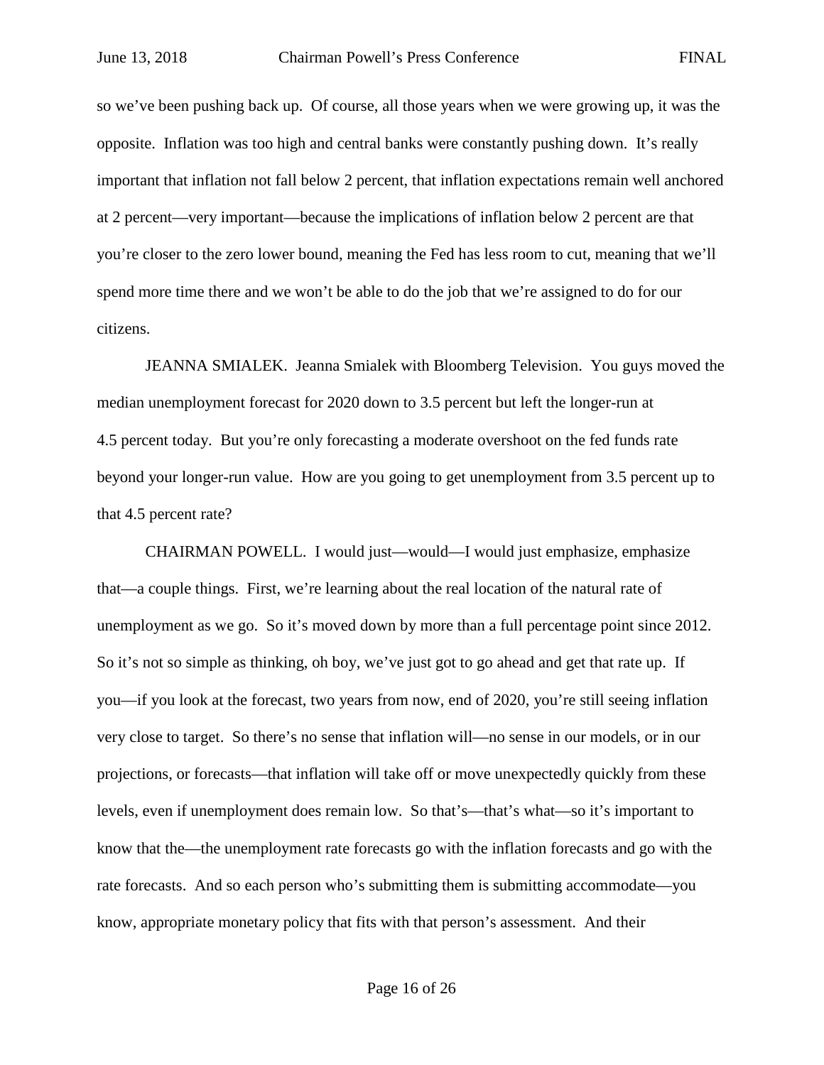so we've been pushing back up. Of course, all those years when we were growing up, it was the opposite. Inflation was too high and central banks were constantly pushing down. It's really important that inflation not fall below 2 percent, that inflation expectations remain well anchored at 2 percent—very important—because the implications of inflation below 2 percent are that you're closer to the zero lower bound, meaning the Fed has less room to cut, meaning that we'll spend more time there and we won't be able to do the job that we're assigned to do for our citizens.

JEANNA SMIALEK. Jeanna Smialek with Bloomberg Television. You guys moved the median unemployment forecast for 2020 down to 3.5 percent but left the longer-run at 4.5 percent today. But you're only forecasting a moderate overshoot on the fed funds rate beyond your longer-run value. How are you going to get unemployment from 3.5 percent up to that 4.5 percent rate?

CHAIRMAN POWELL. I would just—would—I would just emphasize, emphasize that—a couple things. First, we're learning about the real location of the natural rate of unemployment as we go. So it's moved down by more than a full percentage point since 2012. So it's not so simple as thinking, oh boy, we've just got to go ahead and get that rate up. If you—if you look at the forecast, two years from now, end of 2020, you're still seeing inflation very close to target. So there's no sense that inflation will—no sense in our models, or in our projections, or forecasts—that inflation will take off or move unexpectedly quickly from these levels, even if unemployment does remain low. So that's—that's what—so it's important to know that the—the unemployment rate forecasts go with the inflation forecasts and go with the rate forecasts. And so each person who's submitting them is submitting accommodate—you know, appropriate monetary policy that fits with that person's assessment. And their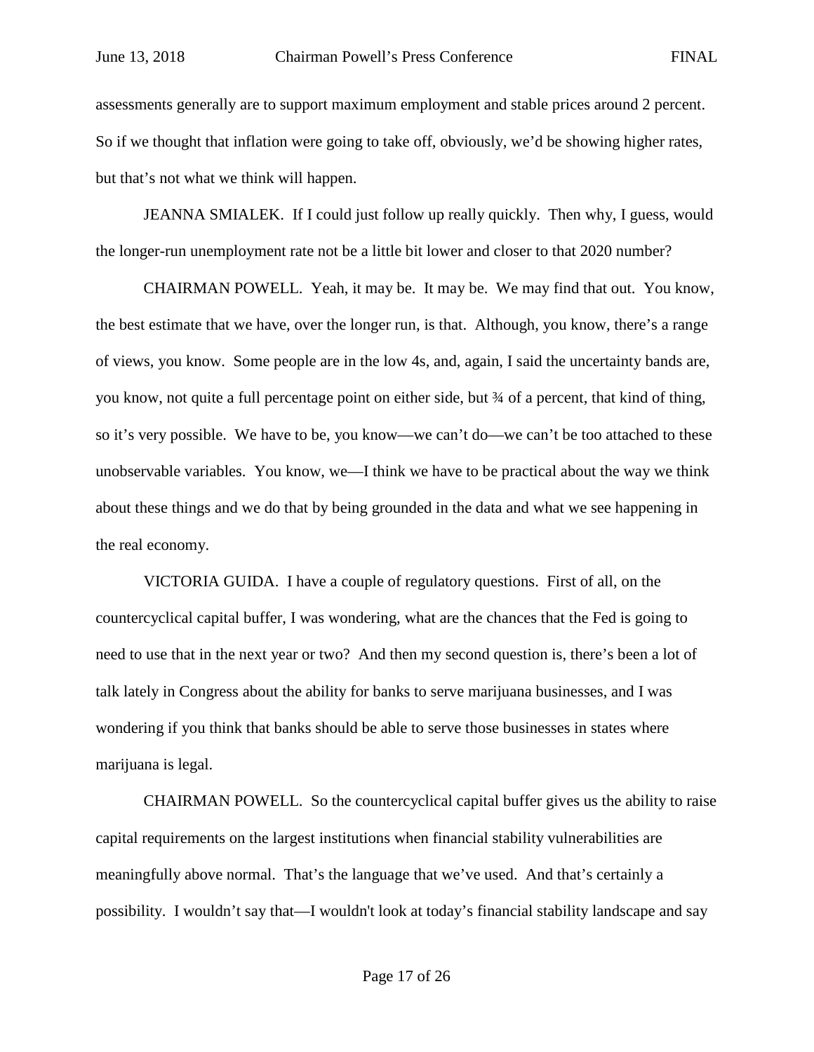assessments generally are to support maximum employment and stable prices around 2 percent. So if we thought that inflation were going to take off, obviously, we'd be showing higher rates, but that's not what we think will happen.

JEANNA SMIALEK. If I could just follow up really quickly. Then why, I guess, would the longer-run unemployment rate not be a little bit lower and closer to that 2020 number?

CHAIRMAN POWELL. Yeah, it may be. It may be. We may find that out. You know, the best estimate that we have, over the longer run, is that. Although, you know, there's a range of views, you know. Some people are in the low 4s, and, again, I said the uncertainty bands are, you know, not quite a full percentage point on either side, but ¾ of a percent, that kind of thing, so it's very possible. We have to be, you know—we can't do—we can't be too attached to these unobservable variables. You know, we—I think we have to be practical about the way we think about these things and we do that by being grounded in the data and what we see happening in the real economy.

VICTORIA GUIDA. I have a couple of regulatory questions. First of all, on the countercyclical capital buffer, I was wondering, what are the chances that the Fed is going to need to use that in the next year or two? And then my second question is, there's been a lot of talk lately in Congress about the ability for banks to serve marijuana businesses, and I was wondering if you think that banks should be able to serve those businesses in states where marijuana is legal.

CHAIRMAN POWELL. So the countercyclical capital buffer gives us the ability to raise capital requirements on the largest institutions when financial stability vulnerabilities are meaningfully above normal. That's the language that we've used. And that's certainly a possibility. I wouldn't say that—I wouldn't look at today's financial stability landscape and say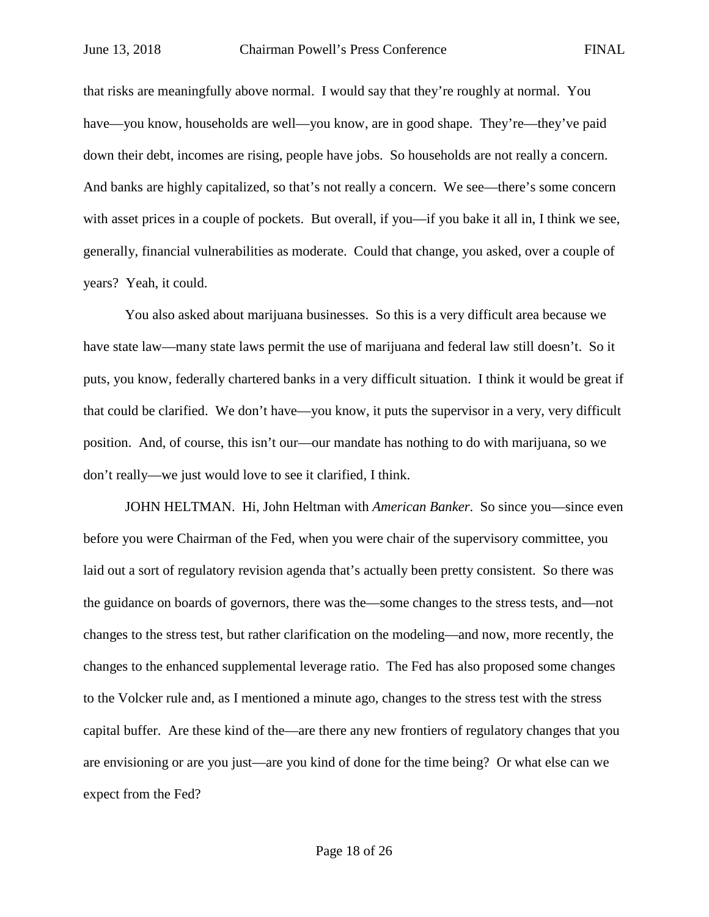that risks are meaningfully above normal. I would say that they're roughly at normal. You have—you know, households are well—you know, are in good shape. They're—they've paid down their debt, incomes are rising, people have jobs. So households are not really a concern. And banks are highly capitalized, so that's not really a concern. We see—there's some concern with asset prices in a couple of pockets. But overall, if you—if you bake it all in, I think we see, generally, financial vulnerabilities as moderate. Could that change, you asked, over a couple of years? Yeah, it could.

You also asked about marijuana businesses. So this is a very difficult area because we have state law—many state laws permit the use of marijuana and federal law still doesn't. So it puts, you know, federally chartered banks in a very difficult situation. I think it would be great if that could be clarified. We don't have—you know, it puts the supervisor in a very, very difficult position. And, of course, this isn't our—our mandate has nothing to do with marijuana, so we don't really—we just would love to see it clarified, I think.

JOHN HELTMAN. Hi, John Heltman with *American Banker*. So since you—since even before you were Chairman of the Fed, when you were chair of the supervisory committee, you laid out a sort of regulatory revision agenda that's actually been pretty consistent. So there was the guidance on boards of governors, there was the—some changes to the stress tests, and—not changes to the stress test, but rather clarification on the modeling—and now, more recently, the changes to the enhanced supplemental leverage ratio. The Fed has also proposed some changes to the Volcker rule and, as I mentioned a minute ago, changes to the stress test with the stress capital buffer. Are these kind of the—are there any new frontiers of regulatory changes that you are envisioning or are you just—are you kind of done for the time being? Or what else can we expect from the Fed?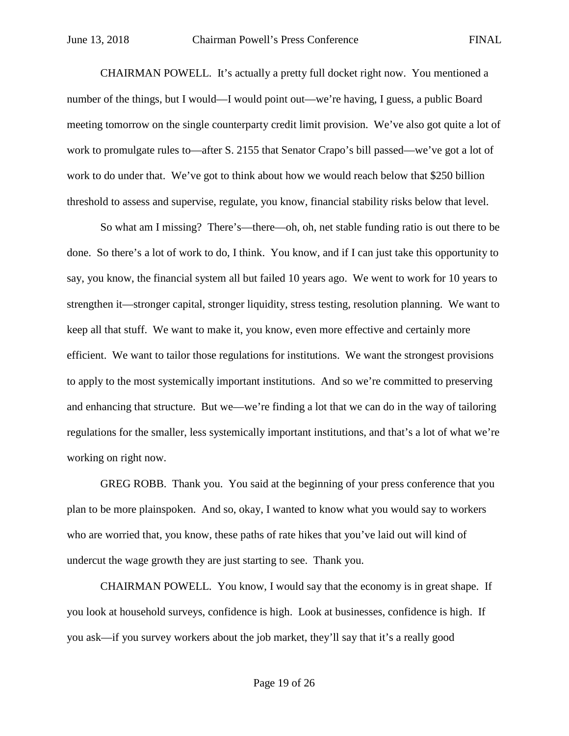CHAIRMAN POWELL. It's actually a pretty full docket right now. You mentioned a number of the things, but I would—I would point out—we're having, I guess, a public Board meeting tomorrow on the single counterparty credit limit provision. We've also got quite a lot of work to promulgate rules to—after S. 2155 that Senator Crapo's bill passed—we've got a lot of work to do under that. We've got to think about how we would reach below that $250 billion threshold to assess and supervise, regulate, you know, financial stability risks below that level.

So what am I missing? There's—there—oh, oh, net stable funding ratio is out there to be done. So there's a lot of work to do, I think. You know, and if I can just take this opportunity to say, you know, the financial system all but failed 10 years ago. We went to work for 10 years to strengthen it—stronger capital, stronger liquidity, stress testing, resolution planning. We want to keep all that stuff. We want to make it, you know, even more effective and certainly more efficient. We want to tailor those regulations for institutions. We want the strongest provisions to apply to the most systemically important institutions. And so we're committed to preserving and enhancing that structure. But we—we're finding a lot that we can do in the way of tailoring regulations for the smaller, less systemically important institutions, and that's a lot of what we're working on right now.

GREG ROBB. Thank you. You said at the beginning of your press conference that you plan to be more plainspoken. And so, okay, I wanted to know what you would say to workers who are worried that, you know, these paths of rate hikes that you've laid out will kind of undercut the wage growth they are just starting to see. Thank you.

CHAIRMAN POWELL. You know, I would say that the economy is in great shape. If you look at household surveys, confidence is high. Look at businesses, confidence is high. If you ask—if you survey workers about the job market, they'll say that it's a really good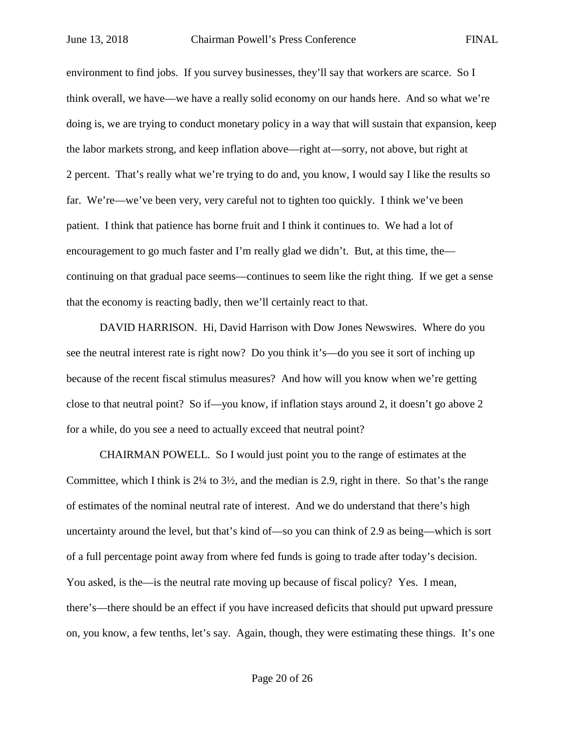environment to find jobs. If you survey businesses, they'll say that workers are scarce. So I think overall, we have—we have a really solid economy on our hands here. And so what we're doing is, we are trying to conduct monetary policy in a way that will sustain that expansion, keep the labor markets strong, and keep inflation above—right at—sorry, not above, but right at 2 percent. That's really what we're trying to do and, you know, I would say I like the results so far. We're—we've been very, very careful not to tighten too quickly. I think we've been patient. I think that patience has borne fruit and I think it continues to. We had a lot of encouragement to go much faster and I'm really glad we didn't. But, at this time, the—continuing on that gradual pace seems—continues to seem like the right thing. If we get a sense that the economy is reacting badly, then we'll certainly react to that.

DAVID HARRISON. Hi, David Harrison with Dow Jones Newswires. Where do you see the neutral interest rate is right now? Do you think it's—do you see it sort of inching up because of the recent fiscal stimulus measures? And how will you know when we're getting close to that neutral point? So if—you know, if inflation stays around 2, it doesn't go above 2 for a while, do you see a need to actually exceed that neutral point?

CHAIRMAN POWELL. So I would just point you to the range of estimates at the Committee, which I think is 2¼ to 3½, and the median is 2.9, right in there. So that's the range of estimates of the nominal neutral rate of interest. And we do understand that there's high uncertainty around the level, but that's kind of—so you can think of 2.9 as being—which is sort of a full percentage point away from where fed funds is going to trade after today's decision. You asked, is the—is the neutral rate moving up because of fiscal policy? Yes. I mean, there's—there should be an effect if you have increased deficits that should put upward pressure on, you know, a few tenths, let's say. Again, though, they were estimating these things. It's one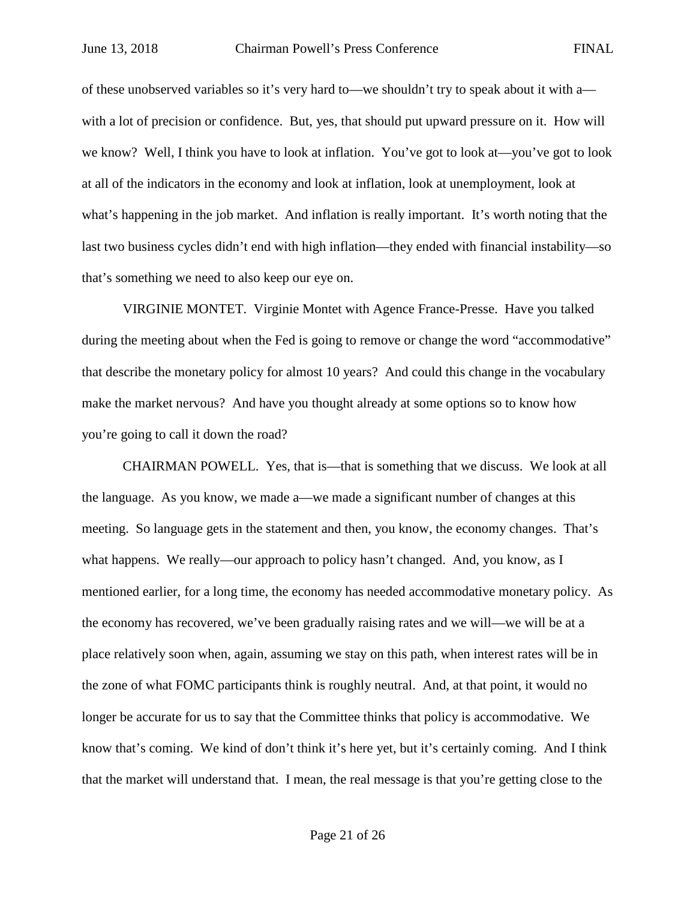of these unobserved variables so it's very hard to—we shouldn't try to speak about it with a—with a lot of precision or confidence. But, yes, that should put upward pressure on it. How will we know? Well, I think you have to look at inflation. You've got to look at—you've got to look at all of the indicators in the economy and look at inflation, look at unemployment, look at what's happening in the job market. And inflation is really important. It's worth noting that the last two business cycles didn't end with high inflation—they ended with financial instability—so that's something we need to also keep our eye on.

VIRGINIE MONTET. Virginie Montet with Agence France-Presse. Have you talked during the meeting about when the Fed is going to remove or change the word "accommodative" that describe the monetary policy for almost 10 years? And could this change in the vocabulary make the market nervous? And have you thought already at some options so to know how you're going to call it down the road?

CHAIRMAN POWELL. Yes, that is—that is something that we discuss. We look at all the language. As you know, we made a—we made a significant number of changes at this meeting. So language gets in the statement and then, you know, the economy changes. That's what happens. We really—our approach to policy hasn't changed. And, you know, as I mentioned earlier, for a long time, the economy has needed accommodative monetary policy. As the economy has recovered, we've been gradually raising rates and we will—we will be at a place relatively soon when, again, assuming we stay on this path, when interest rates will be in the zone of what FOMC participants think is roughly neutral. And, at that point, it would no longer be accurate for us to say that the Committee thinks that policy is accommodative. We know that's coming. We kind of don't think it's here yet, but it's certainly coming. And I think that the market will understand that. I mean, the real message is that you're getting close to the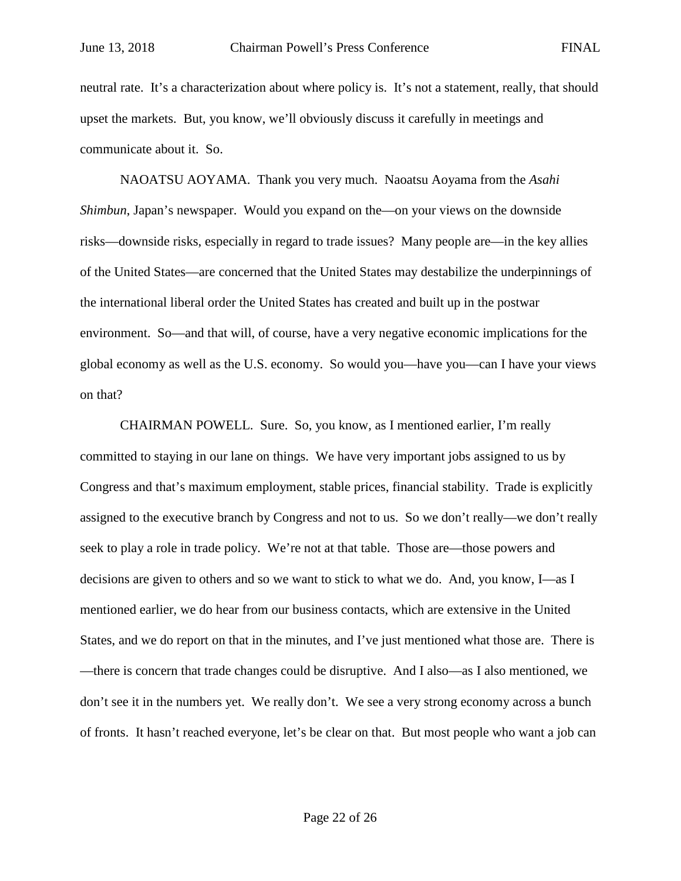neutral rate. It's a characterization about where policy is. It's not a statement, really, that should upset the markets. But, you know, we'll obviously discuss it carefully in meetings and communicate about it. So.

NAOATSU AOYAMA. Thank you very much. Naoatsu Aoyama from the *Asahi Shimbun*, Japan's newspaper. Would you expand on the—on your views on the downside risks—downside risks, especially in regard to trade issues? Many people are—in the key allies of the United States—are concerned that the United States may destabilize the underpinnings of the international liberal order the United States has created and built up in the postwar environment. So—and that will, of course, have a very negative economic implications for the global economy as well as the U.S. economy. So would you—have you—can I have your views on that?

CHAIRMAN POWELL. Sure. So, you know, as I mentioned earlier, I'm really committed to staying in our lane on things. We have very important jobs assigned to us by Congress and that's maximum employment, stable prices, financial stability. Trade is explicitly assigned to the executive branch by Congress and not to us. So we don't really—we don't really seek to play a role in trade policy. We're not at that table. Those are—those powers and decisions are given to others and so we want to stick to what we do. And, you know, I—as I mentioned earlier, we do hear from our business contacts, which are extensive in the United States, and we do report on that in the minutes, and I've just mentioned what those are. There is—there is concern that trade changes could be disruptive. And I also—as I also mentioned, we don't see it in the numbers yet. We really don't. We see a very strong economy across a bunch of fronts. It hasn't reached everyone, let's be clear on that. But most people who want a job can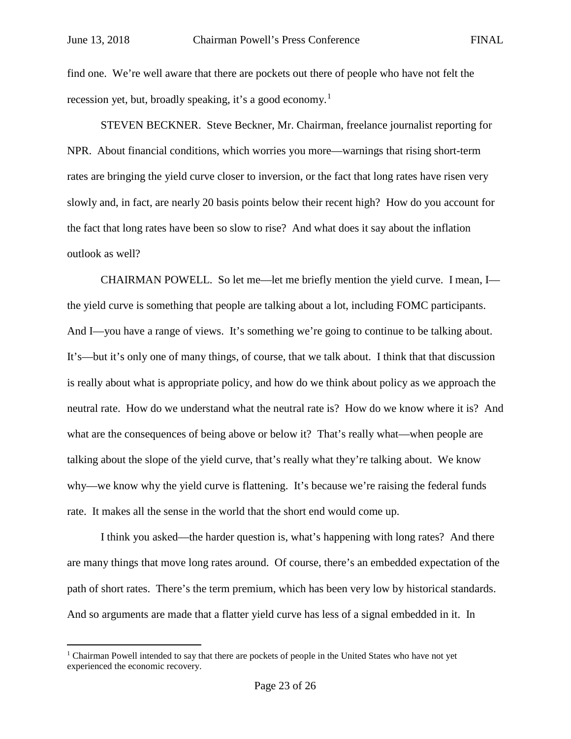find one. We're well aware that there are pockets out there of people who have not felt the recession yet, but, broadly speaking, it's a good economy.[1]

STEVEN BECKNER. Steve Beckner, Mr. Chairman, freelance journalist reporting for NPR. About financial conditions, which worries you more—warnings that rising short-term rates are bringing the yield curve closer to inversion, or the fact that long rates have risen very slowly and, in fact, are nearly 20 basis points below their recent high? How do you account for the fact that long rates have been so slow to rise? And what does it say about the inflation outlook as well?

CHAIRMAN POWELL. So let me—let me briefly mention the yield curve. I mean, I—the yield curve is something that people are talking about a lot, including FOMC participants. And I—you have a range of views. It's something we're going to continue to be talking about. It's—but it's only one of many things, of course, that we talk about. I think that that discussion is really about what is appropriate policy, and how do we think about policy as we approach the neutral rate. How do we understand what the neutral rate is? How do we know where it is? And what are the consequences of being above or below it? That's really what—when people are talking about the slope of the yield curve, that's really what they're talking about. We know why—we know why the yield curve is flattening. It's because we're raising the federal funds rate. It makes all the sense in the world that the short end would come up.

I think you asked—the harder question is, what's happening with long rates? And there are many things that move long rates around. Of course, there's an embedded expectation of the path of short rates. There's the term premium, which has been very low by historical standards. And so arguments are made that a flatter yield curve has less of a signal embedded in it. In

---

[1] Chairman Powell intended to say that there are pockets of people in the United States who have not yet experienced the economic recovery.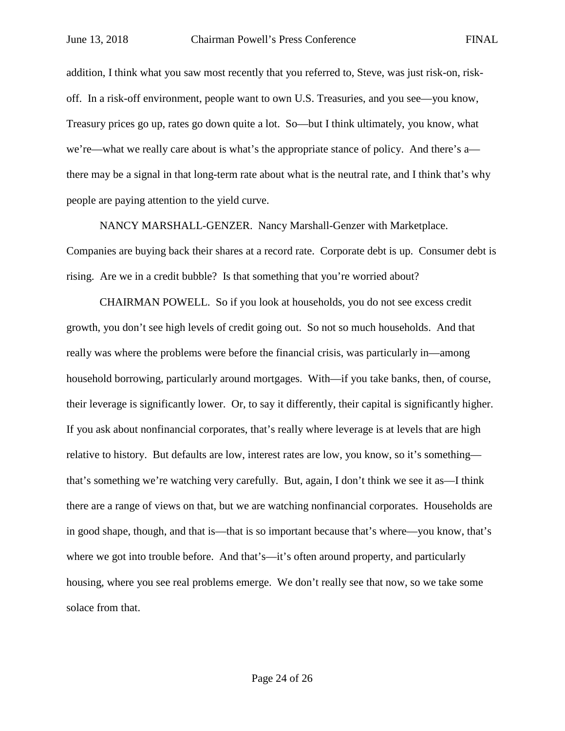addition, I think what you saw most recently that you referred to, Steve, was just risk-on, risk-off. In a risk-off environment, people want to own U.S. Treasuries, and you see—you know, Treasury prices go up, rates go down quite a lot. So—but I think ultimately, you know, what we're—what we really care about is what's the appropriate stance of policy. And there's a—there may be a signal in that long-term rate about what is the neutral rate, and I think that's why people are paying attention to the yield curve.

NANCY MARSHALL-GENZER. Nancy Marshall-Genzer with Marketplace. Companies are buying back their shares at a record rate. Corporate debt is up. Consumer debt is rising. Are we in a credit bubble? Is that something that you're worried about?

CHAIRMAN POWELL. So if you look at households, you do not see excess credit growth, you don't see high levels of credit going out. So not so much households. And that really was where the problems were before the financial crisis, was particularly in—among household borrowing, particularly around mortgages. With—if you take banks, then, of course, their leverage is significantly lower. Or, to say it differently, their capital is significantly higher. If you ask about nonfinancial corporates, that's really where leverage is at levels that are high relative to history. But defaults are low, interest rates are low, you know, so it's something—that's something we're watching very carefully. But, again, I don't think we see it as—I think there are a range of views on that, but we are watching nonfinancial corporates. Households are in good shape, though, and that is—that is so important because that's where—you know, that's where we got into trouble before. And that's—it's often around property, and particularly housing, where you see real problems emerge. We don't really see that now, so we take some solace from that.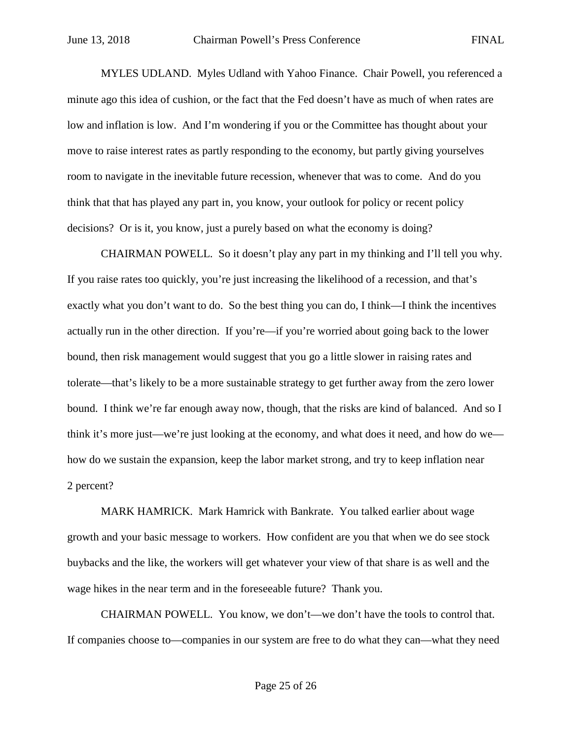MYLES UDLAND. Myles Udland with Yahoo Finance. Chair Powell, you referenced a minute ago this idea of cushion, or the fact that the Fed doesn't have as much of when rates are low and inflation is low. And I'm wondering if you or the Committee has thought about your move to raise interest rates as partly responding to the economy, but partly giving yourselves room to navigate in the inevitable future recession, whenever that was to come. And do you think that that has played any part in, you know, your outlook for policy or recent policy decisions? Or is it, you know, just a purely based on what the economy is doing?

CHAIRMAN POWELL. So it doesn't play any part in my thinking and I'll tell you why. If you raise rates too quickly, you're just increasing the likelihood of a recession, and that's exactly what you don't want to do. So the best thing you can do, I think—I think the incentives actually run in the other direction. If you're—if you're worried about going back to the lower bound, then risk management would suggest that you go a little slower in raising rates and tolerate—that's likely to be a more sustainable strategy to get further away from the zero lower bound. I think we're far enough away now, though, that the risks are kind of balanced. And so I think it's more just—we're just looking at the economy, and what does it need, and how do we—how do we sustain the expansion, keep the labor market strong, and try to keep inflation near 2 percent?

MARK HAMRICK. Mark Hamrick with Bankrate. You talked earlier about wage growth and your basic message to workers. How confident are you that when we do see stock buybacks and the like, the workers will get whatever your view of that share is as well and the wage hikes in the near term and in the foreseeable future? Thank you.

CHAIRMAN POWELL. You know, we don't—we don't have the tools to control that. If companies choose to—companies in our system are free to do what they can—what they need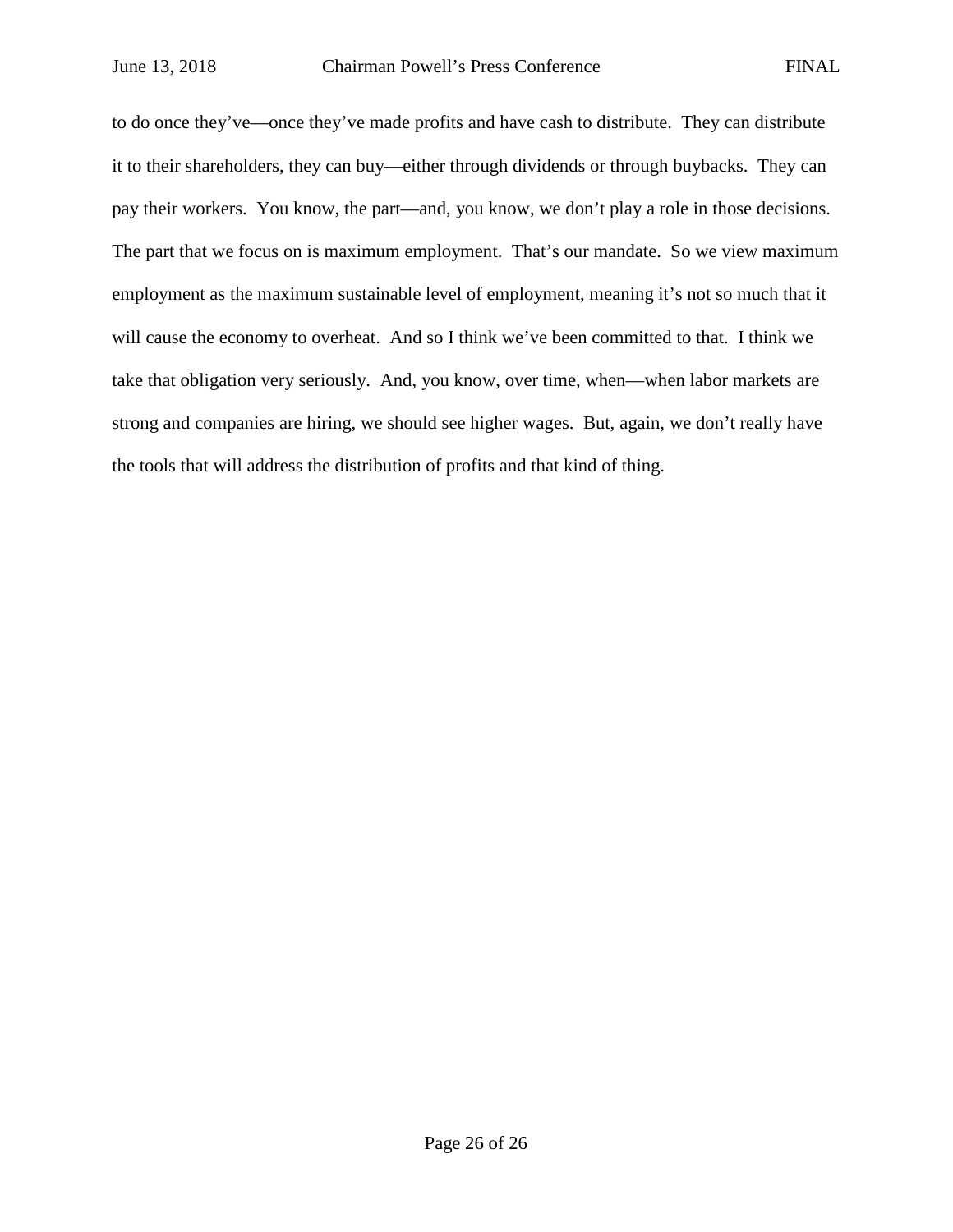to do once they've—once they've made profits and have cash to distribute. They can distribute it to their shareholders, they can buy—either through dividends or through buybacks. They can pay their workers. You know, the part—and, you know, we don't play a role in those decisions. The part that we focus on is maximum employment. That's our mandate. So we view maximum employment as the maximum sustainable level of employment, meaning it's not so much that it will cause the economy to overheat. And so I think we've been committed to that. I think we take that obligation very seriously. And, you know, over time, when—when labor markets are strong and companies are hiring, we should see higher wages. But, again, we don't really have the tools that will address the distribution of profits and that kind of thing.